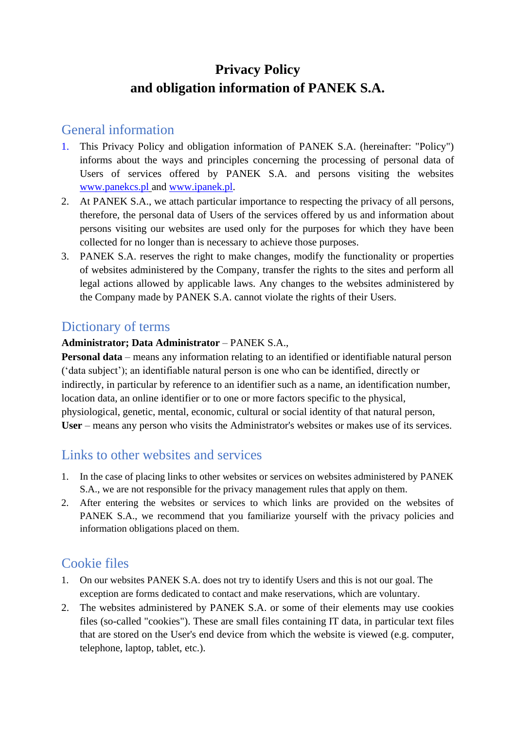# Privacy Policy
# and obligation information of PANEK S.A.

## General information

1. This Privacy Policy and obligation information of PANEK S.A. (hereinafter: "Policy") informs about the ways and principles concerning the processing of personal data of Users of services offered by PANEK S.A. and persons visiting the websites www.panekcs.pl and www.ipanek.pl.
2. At PANEK S.A., we attach particular importance to respecting the privacy of all persons, therefore, the personal data of Users of the services offered by us and information about persons visiting our websites are used only for the purposes for which they have been collected for no longer than is necessary to achieve those purposes.
3. PANEK S.A. reserves the right to make changes, modify the functionality or properties of websites administered by the Company, transfer the rights to the sites and perform all legal actions allowed by applicable laws. Any changes to the websites administered by the Company made by PANEK S.A. cannot violate the rights of their Users.

## Dictionary of terms

**Administrator; Data Administrator** – PANEK S.A.,
**Personal data** – means any information relating to an identified or identifiable natural person (‘data subject’); an identifiable natural person is one who can be identified, directly or indirectly, in particular by reference to an identifier such as a name, an identification number, location data, an online identifier or to one or more factors specific to the physical, physiological, genetic, mental, economic, cultural or social identity of that natural person,
**User** – means any person who visits the Administrator's websites or makes use of its services.

## Links to other websites and services

1. In the case of placing links to other websites or services on websites administered by PANEK S.A., we are not responsible for the privacy management rules that apply on them.
2. After entering the websites or services to which links are provided on the websites of PANEK S.A., we recommend that you familiarize yourself with the privacy policies and information obligations placed on them.

## Cookie files

1. On our websites PANEK S.A. does not try to identify Users and this is not our goal. The exception are forms dedicated to contact and make reservations, which are voluntary.
2. The websites administered by PANEK S.A. or some of their elements may use cookies files (so-called "cookies"). These are small files containing IT data, in particular text files that are stored on the User's end device from which the website is viewed (e.g. computer, telephone, laptop, tablet, etc.).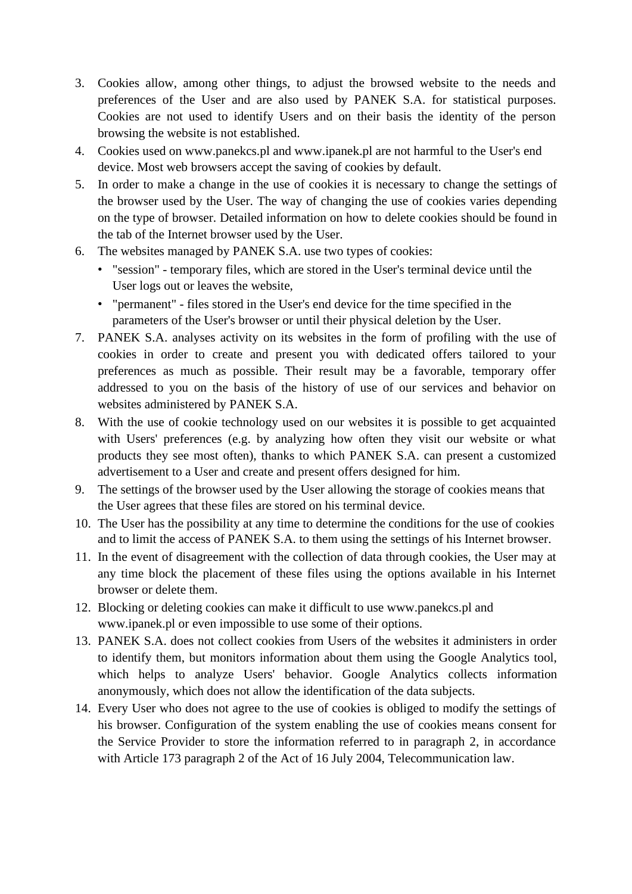3. Cookies allow, among other things, to adjust the browsed website to the needs and preferences of the User and are also used by PANEK S.A. for statistical purposes. Cookies are not used to identify Users and on their basis the identity of the person browsing the website is not established.
4. Cookies used on www.panekcs.pl and www.ipanek.pl are not harmful to the User's end device. Most web browsers accept the saving of cookies by default.
5. In order to make a change in the use of cookies it is necessary to change the settings of the browser used by the User. The way of changing the use of cookies varies depending on the type of browser. Detailed information on how to delete cookies should be found in the tab of the Internet browser used by the User.
6. The websites managed by PANEK S.A. use two types of cookies:
   - "session" - temporary files, which are stored in the User's terminal device until the User logs out or leaves the website,
   - "permanent" - files stored in the User's end device for the time specified in the parameters of the User's browser or until their physical deletion by the User.
7. PANEK S.A. analyses activity on its websites in the form of profiling with the use of cookies in order to create and present you with dedicated offers tailored to your preferences as much as possible. Their result may be a favorable, temporary offer addressed to you on the basis of the history of use of our services and behavior on websites administered by PANEK S.A.
8. With the use of cookie technology used on our websites it is possible to get acquainted with Users' preferences (e.g. by analyzing how often they visit our website or what products they see most often), thanks to which PANEK S.A. can present a customized advertisement to a User and create and present offers designed for him.
9. The settings of the browser used by the User allowing the storage of cookies means that the User agrees that these files are stored on his terminal device.
10. The User has the possibility at any time to determine the conditions for the use of cookies and to limit the access of PANEK S.A. to them using the settings of his Internet browser.
11. In the event of disagreement with the collection of data through cookies, the User may at any time block the placement of these files using the options available in his Internet browser or delete them.
12. Blocking or deleting cookies can make it difficult to use www.panekcs.pl and www.ipanek.pl or even impossible to use some of their options.
13. PANEK S.A. does not collect cookies from Users of the websites it administers in order to identify them, but monitors information about them using the Google Analytics tool, which helps to analyze Users' behavior. Google Analytics collects information anonymously, which does not allow the identification of the data subjects.
14. Every User who does not agree to the use of cookies is obliged to modify the settings of his browser. Configuration of the system enabling the use of cookies means consent for the Service Provider to store the information referred to in paragraph 2, in accordance with Article 173 paragraph 2 of the Act of 16 July 2004, Telecommunication law.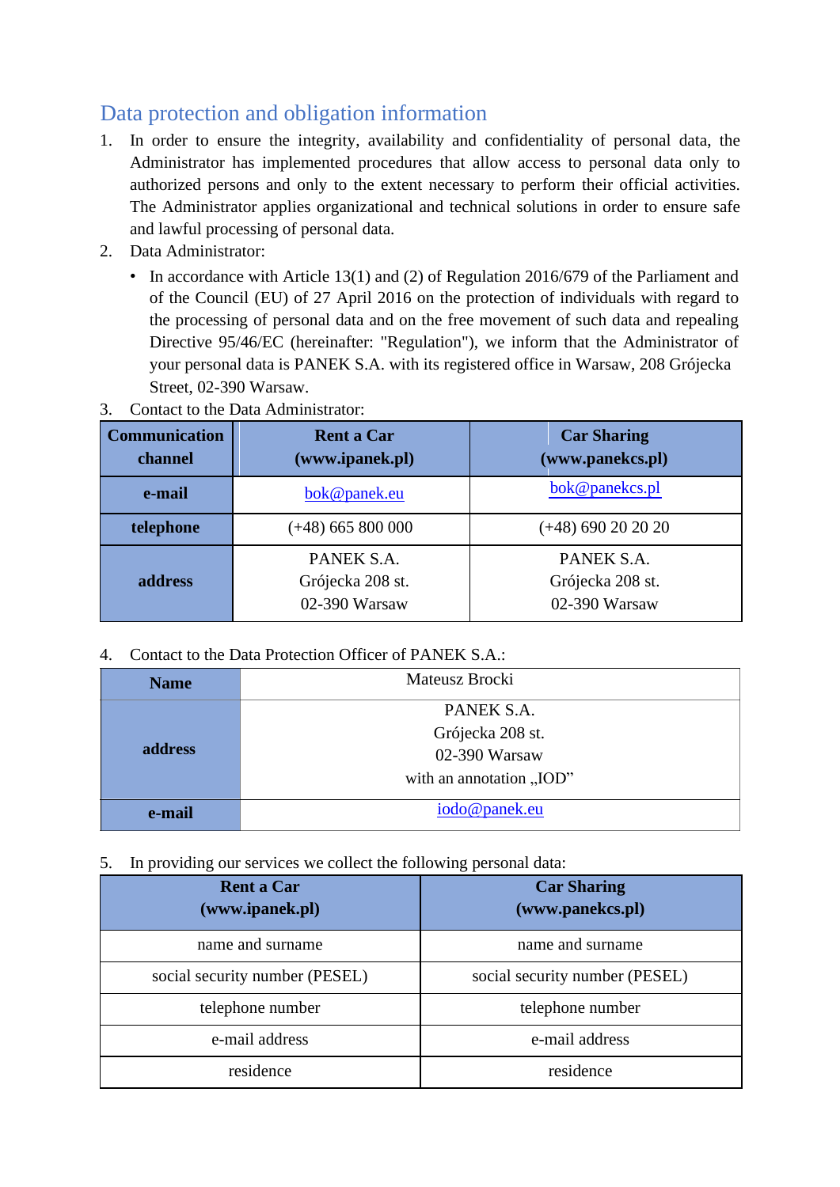## Data protection and obligation information

1. In order to ensure the integrity, availability and confidentiality of personal data, the Administrator has implemented procedures that allow access to personal data only to authorized persons and only to the extent necessary to perform their official activities. The Administrator applies organizational and technical solutions in order to ensure safe and lawful processing of personal data.
2. Data Administrator:
   - In accordance with Article 13(1) and (2) of Regulation 2016/679 of the Parliament and of the Council (EU) of 27 April 2016 on the protection of individuals with regard to the processing of personal data and on the free movement of such data and repealing Directive 95/46/EC (hereinafter: "Regulation"), we inform that the Administrator of your personal data is PANEK S.A. with its registered office in Warsaw, 208 Grójecka Street, 02-390 Warsaw.
3. Contact to the Data Administrator:

| Communication channel | Rent a Car (www.ipanek.pl) | Car Sharing (www.panekcs.pl) |
|---|---|---|
| e-mail | bok@panek.eu | bok@panekcs.pl |
| telephone | (+48) 665 800 000 | (+48) 690 20 20 20 |
| address | PANEK S.A.<br>Grójecka 208 st.<br>02-390 Warsaw | PANEK S.A.<br>Grójecka 208 st.<br>02-390 Warsaw |

4. Contact to the Data Protection Officer of PANEK S.A.:

| Name | Mateusz Brocki |
|---|---|
| address | PANEK S.A.<br>Grójecka 208 st.<br>02-390 Warsaw<br>with an annotation „IOD” |
| e-mail | iodo@panek.eu |

5. In providing our services we collect the following personal data:

| Rent a Car (www.ipanek.pl) | Car Sharing (www.panekcs.pl) |
|---|---|
| name and surname | name and surname |
| social security number (PESEL) | social security number (PESEL) |
| telephone number | telephone number |
| e-mail address | e-mail address |
| residence | residence |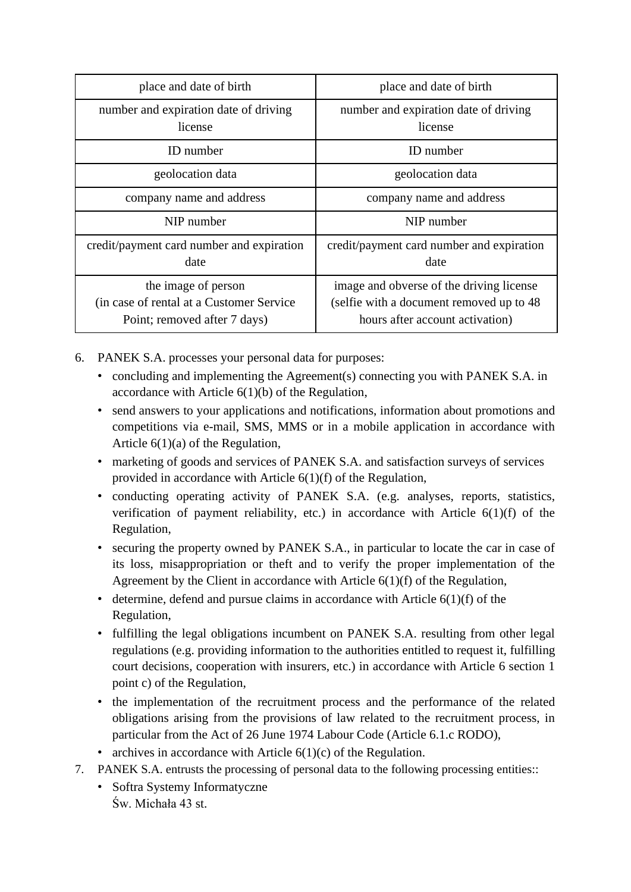| place and date of birth | place and date of birth |
|---|---|
| number and expiration date of driving license | number and expiration date of driving license |
| ID number | ID number |
| geolocation data | geolocation data |
| company name and address | company name and address |
| NIP number | NIP number |
| credit/payment card number and expiration date | credit/payment card number and expiration date |
| the image of person (in case of rental at a Customer Service Point; removed after 7 days) | image and obverse of the driving license (selfie with a document removed up to 48 hours after account activation) |

6. PANEK S.A. processes your personal data for purposes:
   - concluding and implementing the Agreement(s) connecting you with PANEK S.A. in accordance with Article 6(1)(b) of the Regulation,
   - send answers to your applications and notifications, information about promotions and competitions via e-mail, SMS, MMS or in a mobile application in accordance with Article 6(1)(a) of the Regulation,
   - marketing of goods and services of PANEK S.A. and satisfaction surveys of services provided in accordance with Article 6(1)(f) of the Regulation,
   - conducting operating activity of PANEK S.A. (e.g. analyses, reports, statistics, verification of payment reliability, etc.) in accordance with Article 6(1)(f) of the Regulation,
   - securing the property owned by PANEK S.A., in particular to locate the car in case of its loss, misappropriation or theft and to verify the proper implementation of the Agreement by the Client in accordance with Article 6(1)(f) of the Regulation,
   - determine, defend and pursue claims in accordance with Article 6(1)(f) of the Regulation,
   - fulfilling the legal obligations incumbent on PANEK S.A. resulting from other legal regulations (e.g. providing information to the authorities entitled to request it, fulfilling court decisions, cooperation with insurers, etc.) in accordance with Article 6 section 1 point c) of the Regulation,
   - the implementation of the recruitment process and the performance of the related obligations arising from the provisions of law related to the recruitment process, in particular from the Act of 26 June 1974 Labour Code (Article 6.1.c RODO),
   - archives in accordance with Article 6(1)(c) of the Regulation.
7. PANEK S.A. entrusts the processing of personal data to the following processing entities::
   - Softra Systemy Informatyczne
     Św. Michała 43 st.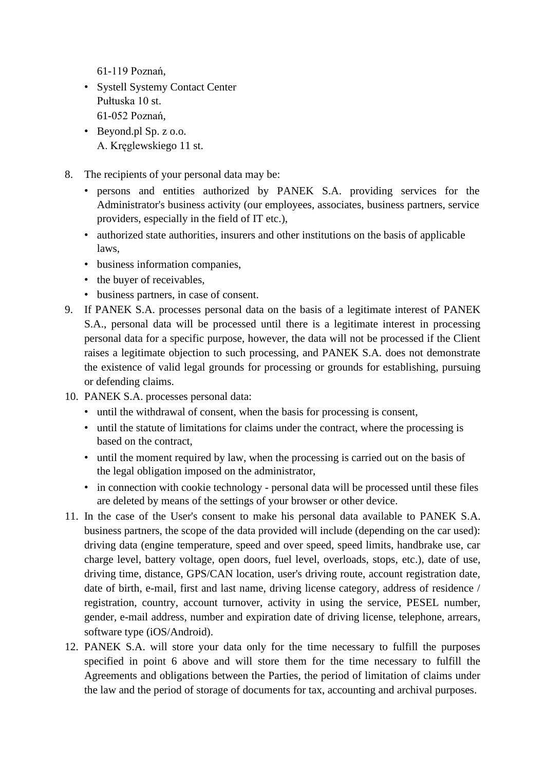61-119 Poznań,

- Systell Systemy Contact Center
  Pułtuska 10 st.
  61-052 Poznań,
- Beyond.pl Sp. z o.o.
  A. Kręglewskiego 11 st.

8. The recipients of your personal data may be:
   - persons and entities authorized by PANEK S.A. providing services for the Administrator's business activity (our employees, associates, business partners, service providers, especially in the field of IT etc.),
   - authorized state authorities, insurers and other institutions on the basis of applicable laws,
   - business information companies,
   - the buyer of receivables,
   - business partners, in case of consent.
9. If PANEK S.A. processes personal data on the basis of a legitimate interest of PANEK S.A., personal data will be processed until there is a legitimate interest in processing personal data for a specific purpose, however, the data will not be processed if the Client raises a legitimate objection to such processing, and PANEK S.A. does not demonstrate the existence of valid legal grounds for processing or grounds for establishing, pursuing or defending claims.
10. PANEK S.A. processes personal data:
    - until the withdrawal of consent, when the basis for processing is consent,
    - until the statute of limitations for claims under the contract, where the processing is based on the contract,
    - until the moment required by law, when the processing is carried out on the basis of the legal obligation imposed on the administrator,
    - in connection with cookie technology - personal data will be processed until these files are deleted by means of the settings of your browser or other device.
11. In the case of the User's consent to make his personal data available to PANEK S.A. business partners, the scope of the data provided will include (depending on the car used): driving data (engine temperature, speed and over speed, speed limits, handbrake use, car charge level, battery voltage, open doors, fuel level, overloads, stops, etc.), date of use, driving time, distance, GPS/CAN location, user's driving route, account registration date, date of birth, e-mail, first and last name, driving license category, address of residence / registration, country, account turnover, activity in using the service, PESEL number, gender, e-mail address, number and expiration date of driving license, telephone, arrears, software type (iOS/Android).
12. PANEK S.A. will store your data only for the time necessary to fulfill the purposes specified in point 6 above and will store them for the time necessary to fulfill the Agreements and obligations between the Parties, the period of limitation of claims under the law and the period of storage of documents for tax, accounting and archival purposes.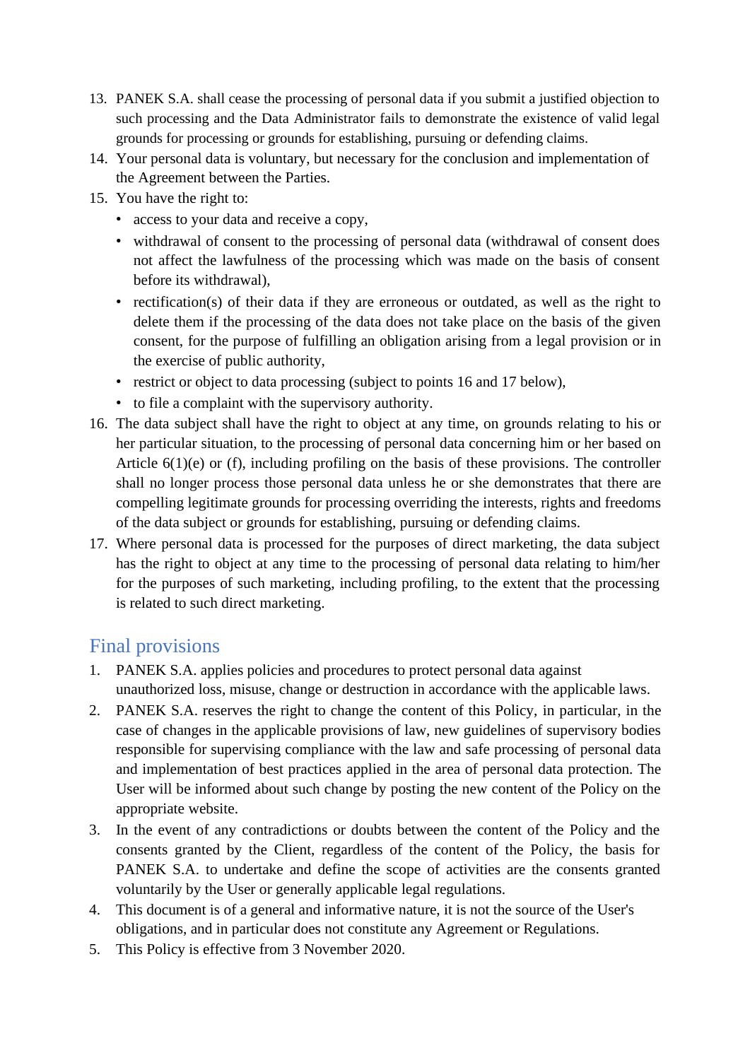13. PANEK S.A. shall cease the processing of personal data if you submit a justified objection to such processing and the Data Administrator fails to demonstrate the existence of valid legal grounds for processing or grounds for establishing, pursuing or defending claims.
14. Your personal data is voluntary, but necessary for the conclusion and implementation of the Agreement between the Parties.
15. You have the right to:
    - access to your data and receive a copy,
    - withdrawal of consent to the processing of personal data (withdrawal of consent does not affect the lawfulness of the processing which was made on the basis of consent before its withdrawal),
    - rectification(s) of their data if they are erroneous or outdated, as well as the right to delete them if the processing of the data does not take place on the basis of the given consent, for the purpose of fulfilling an obligation arising from a legal provision or in the exercise of public authority,
    - restrict or object to data processing (subject to points 16 and 17 below),
    - to file a complaint with the supervisory authority.
16. The data subject shall have the right to object at any time, on grounds relating to his or her particular situation, to the processing of personal data concerning him or her based on Article 6(1)(e) or (f), including profiling on the basis of these provisions. The controller shall no longer process those personal data unless he or she demonstrates that there are compelling legitimate grounds for processing overriding the interests, rights and freedoms of the data subject or grounds for establishing, pursuing or defending claims.
17. Where personal data is processed for the purposes of direct marketing, the data subject has the right to object at any time to the processing of personal data relating to him/her for the purposes of such marketing, including profiling, to the extent that the processing is related to such direct marketing.

## Final provisions

1. PANEK S.A. applies policies and procedures to protect personal data against unauthorized loss, misuse, change or destruction in accordance with the applicable laws.
2. PANEK S.A. reserves the right to change the content of this Policy, in particular, in the case of changes in the applicable provisions of law, new guidelines of supervisory bodies responsible for supervising compliance with the law and safe processing of personal data and implementation of best practices applied in the area of personal data protection. The User will be informed about such change by posting the new content of the Policy on the appropriate website.
3. In the event of any contradictions or doubts between the content of the Policy and the consents granted by the Client, regardless of the content of the Policy, the basis for PANEK S.A. to undertake and define the scope of activities are the consents granted voluntarily by the User or generally applicable legal regulations.
4. This document is of a general and informative nature, it is not the source of the User's obligations, and in particular does not constitute any Agreement or Regulations.
5. This Policy is effective from 3 November 2020.